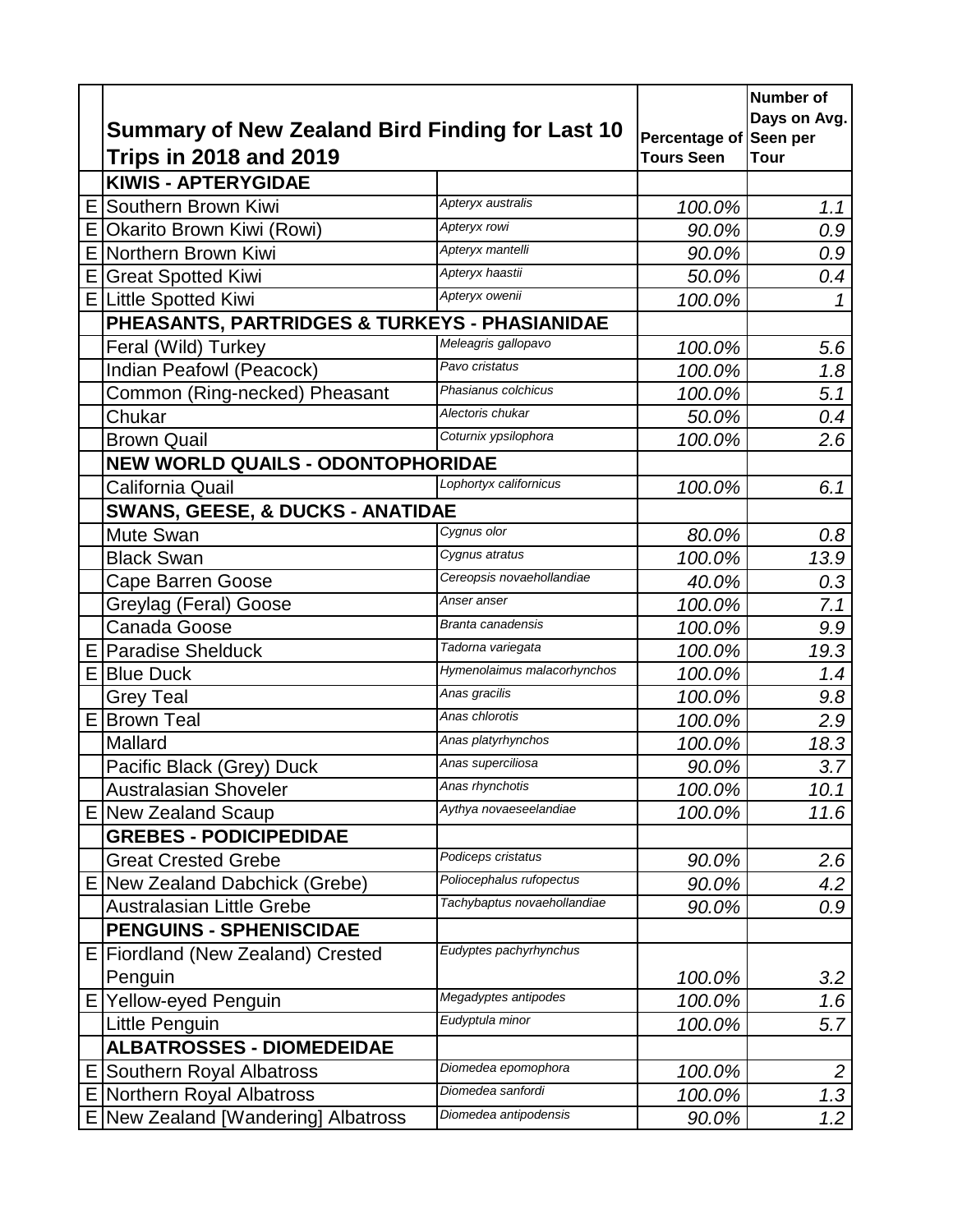|  | Summary of New Zealand Bird Finding for Last 10 Trips in 2018 and 2019 |  | Percentage of Tours Seen | Number of Days on Avg. Seen per Tour |
|---|---|---|---|---|
|  | **KIWIS - APTERYGIDAE** |  |  |  |
| E | Southern Brown Kiwi | *Apteryx australis* | *100.0%* | *1.1* |
| E | Okarito Brown Kiwi (Rowi) | *Apteryx rowi* | *90.0%* | *0.9* |
| E | Northern Brown Kiwi | *Apteryx mantelli* | *90.0%* | *0.9* |
| E | Great Spotted Kiwi | *Apteryx haastii* | *50.0%* | *0.4* |
| E | Little Spotted Kiwi | *Apteryx owenii* | *100.0%* | *1* |
|  | **PHEASANTS, PARTRIDGES & TURKEYS - PHASIANIDAE** |  |  |  |
|  | Feral (Wild) Turkey | *Meleagris gallopavo* | *100.0%* | *5.6* |
|  | Indian Peafowl (Peacock) | *Pavo cristatus* | *100.0%* | *1.8* |
|  | Common (Ring-necked) Pheasant | *Phasianus colchicus* | *100.0%* | *5.1* |
|  | Chukar | *Alectoris chukar* | *50.0%* | *0.4* |
|  | Brown Quail | *Coturnix ypsilophora* | *100.0%* | *2.6* |
|  | **NEW WORLD QUAILS - ODONTOPHORIDAE** |  |  |  |
|  | California Quail | *Lophortyx californicus* | *100.0%* | *6.1* |
|  | **SWANS, GEESE, & DUCKS - ANATIDAE** |  |  |  |
|  | Mute Swan | *Cygnus olor* | *80.0%* | *0.8* |
|  | Black Swan | *Cygnus atratus* | *100.0%* | *13.9* |
|  | Cape Barren Goose | *Cereopsis novaehollandiae* | *40.0%* | *0.3* |
|  | Greylag (Feral) Goose | *Anser anser* | *100.0%* | *7.1* |
|  | Canada Goose | *Branta canadensis* | *100.0%* | *9.9* |
| E | Paradise Shelduck | *Tadorna variegata* | *100.0%* | *19.3* |
| E | Blue Duck | *Hymenolaimus malacorhynchos* | *100.0%* | *1.4* |
|  | Grey Teal | *Anas gracilis* | *100.0%* | *9.8* |
| E | Brown Teal | *Anas chlorotis* | *100.0%* | *2.9* |
|  | Mallard | *Anas platyrhynchos* | *100.0%* | *18.3* |
|  | Pacific Black (Grey) Duck | *Anas superciliosa* | *90.0%* | *3.7* |
|  | Australasian Shoveler | *Anas rhynchotis* | *100.0%* | *10.1* |
| E | New Zealand Scaup | *Aythya novaeseelandiae* | *100.0%* | *11.6* |
|  | **GREBES - PODICIPEDIDAE** |  |  |  |
|  | Great Crested Grebe | *Podiceps cristatus* | *90.0%* | *2.6* |
| E | New Zealand Dabchick (Grebe) | *Poliocephalus rufopectus* | *90.0%* | *4.2* |
|  | Australasian Little Grebe | *Tachybaptus novaehollandiae* | *90.0%* | *0.9* |
|  | **PENGUINS - SPHENISCIDAE** |  |  |  |
| E | Fiordland (New Zealand) Crested Penguin | *Eudyptes pachyrhynchus* | *100.0%* | *3.2* |
| E | Yellow-eyed Penguin | *Megadyptes antipodes* | *100.0%* | *1.6* |
|  | Little Penguin | *Eudyptula minor* | *100.0%* | *5.7* |
|  | **ALBATROSSES - DIOMEDEIDAE** |  |  |  |
| E | Southern Royal Albatross | *Diomedea epomophora* | *100.0%* | *2* |
| E | Northern Royal Albatross | *Diomedea sanfordi* | *100.0%* | *1.3* |
| E | New Zealand [Wandering] Albatross | *Diomedea antipodensis* | *90.0%* | *1.2* |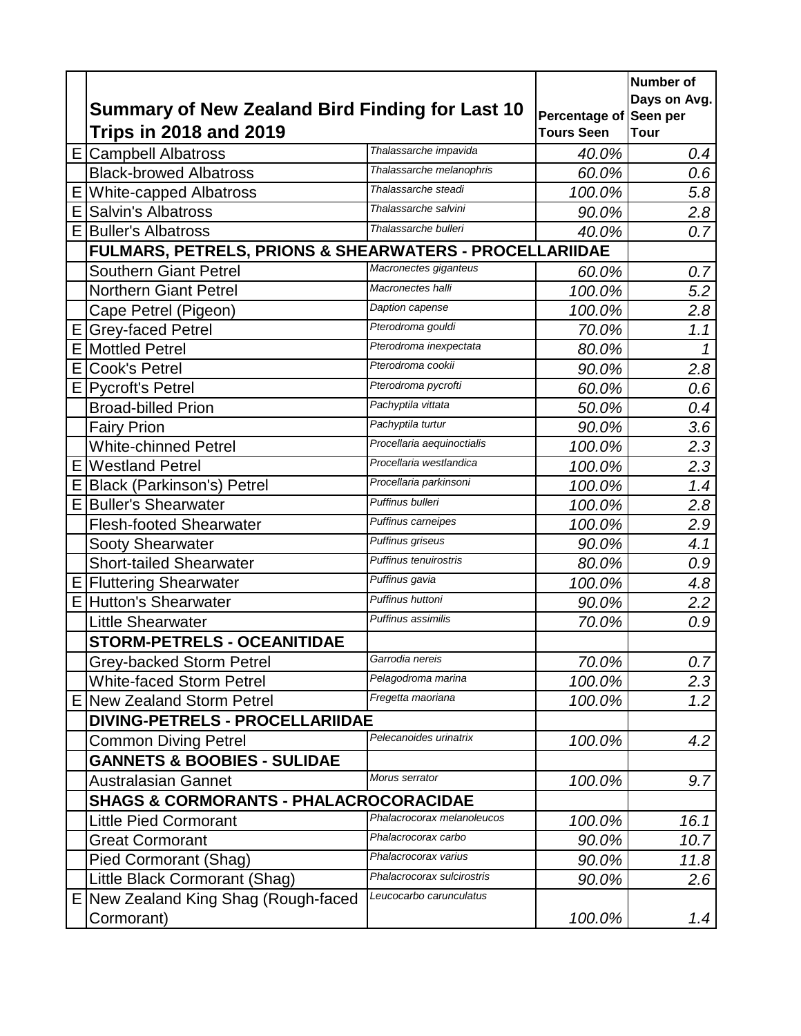| | Summary of New Zealand Bird Finding for Last 10 Trips in 2018 and 2019 | | Percentage of Tours Seen | Number of Days on Avg. Seen per Tour |
|---|---|---|---|---|
| E | Campbell Albatross | *Thalassarche impavida* | *40.0%* | *0.4* |
| | Black-browed Albatross | *Thalassarche melanophris* | *60.0%* | *0.6* |
| E | White-capped Albatross | *Thalassarche steadi* | *100.0%* | *5.8* |
| E | Salvin's Albatross | *Thalassarche salvini* | *90.0%* | *2.8* |
| E | Buller's Albatross | *Thalassarche bulleri* | *40.0%* | *0.7* |
| | **FULMARS, PETRELS, PRIONS & SHEARWATERS - PROCELLARIIDAE** | | | |
| | Southern Giant Petrel | *Macronectes giganteus* | *60.0%* | *0.7* |
| | Northern Giant Petrel | *Macronectes halli* | *100.0%* | *5.2* |
| | Cape Petrel (Pigeon) | *Daption capense* | *100.0%* | *2.8* |
| E | Grey-faced Petrel | *Pterodroma gouldi* | *70.0%* | *1.1* |
| E | Mottled Petrel | *Pterodroma inexpectata* | *80.0%* | *1* |
| E | Cook's Petrel | *Pterodroma cookii* | *90.0%* | *2.8* |
| E | Pycroft's Petrel | *Pterodroma pycrofti* | *60.0%* | *0.6* |
| | Broad-billed Prion | *Pachyptila vittata* | *50.0%* | *0.4* |
| | Fairy Prion | *Pachyptila turtur* | *90.0%* | *3.6* |
| | White-chinned Petrel | *Procellaria aequinoctialis* | *100.0%* | *2.3* |
| E | Westland Petrel | *Procellaria westlandica* | *100.0%* | *2.3* |
| E | Black (Parkinson's) Petrel | *Procellaria parkinsoni* | *100.0%* | *1.4* |
| E | Buller's Shearwater | *Puffinus bulleri* | *100.0%* | *2.8* |
| | Flesh-footed Shearwater | *Puffinus carneipes* | *100.0%* | *2.9* |
| | Sooty Shearwater | *Puffinus griseus* | *90.0%* | *4.1* |
| | Short-tailed Shearwater | *Puffinus tenuirostris* | *80.0%* | *0.9* |
| E | Fluttering Shearwater | *Puffinus gavia* | *100.0%* | *4.8* |
| E | Hutton's Shearwater | *Puffinus huttoni* | *90.0%* | *2.2* |
| | Little Shearwater | *Puffinus assimilis* | *70.0%* | *0.9* |
| | **STORM-PETRELS - OCEANITIDAE** | | | |
| | Grey-backed Storm Petrel | *Garrodia nereis* | *70.0%* | *0.7* |
| | White-faced Storm Petrel | *Pelagodroma marina* | *100.0%* | *2.3* |
| E | New Zealand Storm Petrel | *Fregetta maoriana* | *100.0%* | *1.2* |
| | **DIVING-PETRELS - PROCELLARIIDAE** | | | |
| | Common Diving Petrel | *Pelecanoides urinatrix* | *100.0%* | *4.2* |
| | **GANNETS & BOOBIES - SULIDAE** | | | |
| | Australasian Gannet | *Morus serrator* | *100.0%* | *9.7* |
| | **SHAGS & CORMORANTS - PHALACROCORACIDAE** | | | |
| | Little Pied Cormorant | *Phalacrocorax melanoleucos* | *100.0%* | *16.1* |
| | Great Cormorant | *Phalacrocorax carbo* | *90.0%* | *10.7* |
| | Pied Cormorant (Shag) | *Phalacrocorax varius* | *90.0%* | *11.8* |
| | Little Black Cormorant (Shag) | *Phalacrocorax sulcirostris* | *90.0%* | *2.6* |
| E | New Zealand King Shag (Rough-faced Cormorant) | *Leucocarbo carunculatus* | *100.0%* | *1.4* |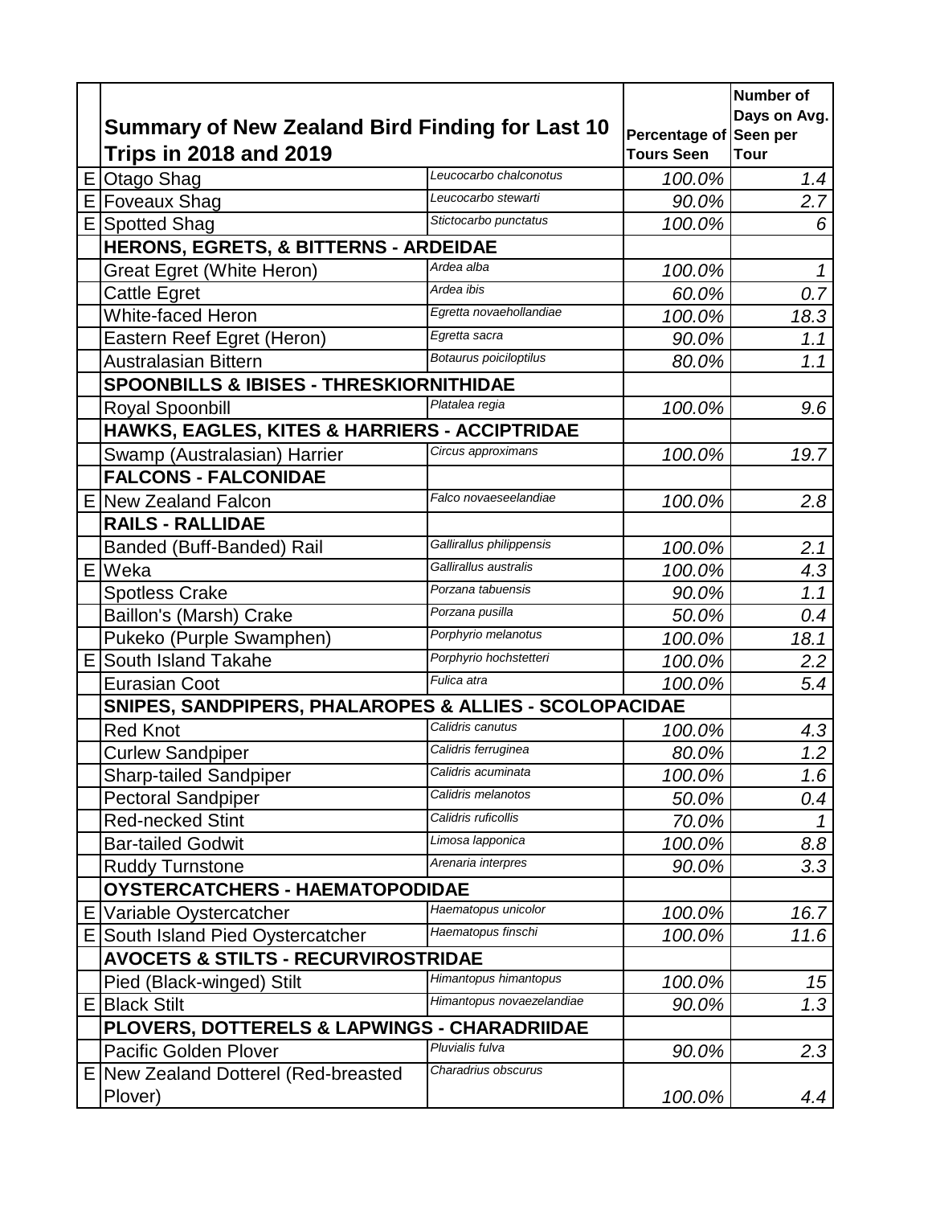| | Summary of New Zealand Bird Finding for Last 10 Trips in 2018 and 2019 | | Percentage of Tours Seen | Number of Days on Avg. Seen per Tour |
|---|---|---|---|---|
| E | Otago Shag | *Leucocarbo chalconotus* | *100.0%* | *1.4* |
| E | Foveaux Shag | *Leucocarbo stewarti* | *90.0%* | *2.7* |
| E | Spotted Shag | *Stictocarbo punctatus* | *100.0%* | *6* |
| | **HERONS, EGRETS, & BITTERNS - ARDEIDAE** | | | |
| | Great Egret (White Heron) | *Ardea alba* | *100.0%* | *1* |
| | Cattle Egret | *Ardea ibis* | *60.0%* | *0.7* |
| | White-faced Heron | *Egretta novaehollandiae* | *100.0%* | *18.3* |
| | Eastern Reef Egret (Heron) | *Egretta sacra* | *90.0%* | *1.1* |
| | Australasian Bittern | *Botaurus poiciloptilus* | *80.0%* | *1.1* |
| | **SPOONBILLS & IBISES - THRESKIORNITHIDAE** | | | |
| | Royal Spoonbill | *Platalea regia* | *100.0%* | *9.6* |
| | **HAWKS, EAGLES, KITES & HARRIERS - ACCIPTRIDAE** | | | |
| | Swamp (Australasian) Harrier | *Circus approximans* | *100.0%* | *19.7* |
| | **FALCONS - FALCONIDAE** | | | |
| E | New Zealand Falcon | *Falco novaeseelandiae* | *100.0%* | *2.8* |
| | **RAILS - RALLIDAE** | | | |
| | Banded (Buff-Banded) Rail | *Gallirallus philippensis* | *100.0%* | *2.1* |
| E | Weka | *Gallirallus australis* | *100.0%* | *4.3* |
| | Spotless Crake | *Porzana tabuensis* | *90.0%* | *1.1* |
| | Baillon's (Marsh) Crake | *Porzana pusilla* | *50.0%* | *0.4* |
| | Pukeko (Purple Swamphen) | *Porphyrio melanotus* | *100.0%* | *18.1* |
| E | South Island Takahe | *Porphyrio hochstetteri* | *100.0%* | *2.2* |
| | Eurasian Coot | *Fulica atra* | *100.0%* | *5.4* |
| | **SNIPES, SANDPIPERS, PHALAROPES & ALLIES - SCOLOPACIDAE** | | | |
| | Red Knot | *Calidris canutus* | *100.0%* | *4.3* |
| | Curlew Sandpiper | *Calidris ferruginea* | *80.0%* | *1.2* |
| | Sharp-tailed Sandpiper | *Calidris acuminata* | *100.0%* | *1.6* |
| | Pectoral Sandpiper | *Calidris melanotos* | *50.0%* | *0.4* |
| | Red-necked Stint | *Calidris ruficollis* | *70.0%* | *1* |
| | Bar-tailed Godwit | *Limosa lapponica* | *100.0%* | *8.8* |
| | Ruddy Turnstone | *Arenaria interpres* | *90.0%* | *3.3* |
| | **OYSTERCATCHERS - HAEMATOPODIDAE** | | | |
| E | Variable Oystercatcher | *Haematopus unicolor* | *100.0%* | *16.7* |
| E | South Island Pied Oystercatcher | *Haematopus finschi* | *100.0%* | *11.6* |
| | **AVOCETS & STILTS - RECURVIROSTRIDAE** | | | |
| | Pied (Black-winged) Stilt | *Himantopus himantopus* | *100.0%* | *15* |
| E | Black Stilt | *Himantopus novaezelandiae* | *90.0%* | *1.3* |
| | **PLOVERS, DOTTERELS & LAPWINGS - CHARADRIIDAE** | | | |
| | Pacific Golden Plover | *Pluvialis fulva* | *90.0%* | *2.3* |
| E | New Zealand Dotterel (Red-breasted Plover) | *Charadrius obscurus* | *100.0%* | *4.4* |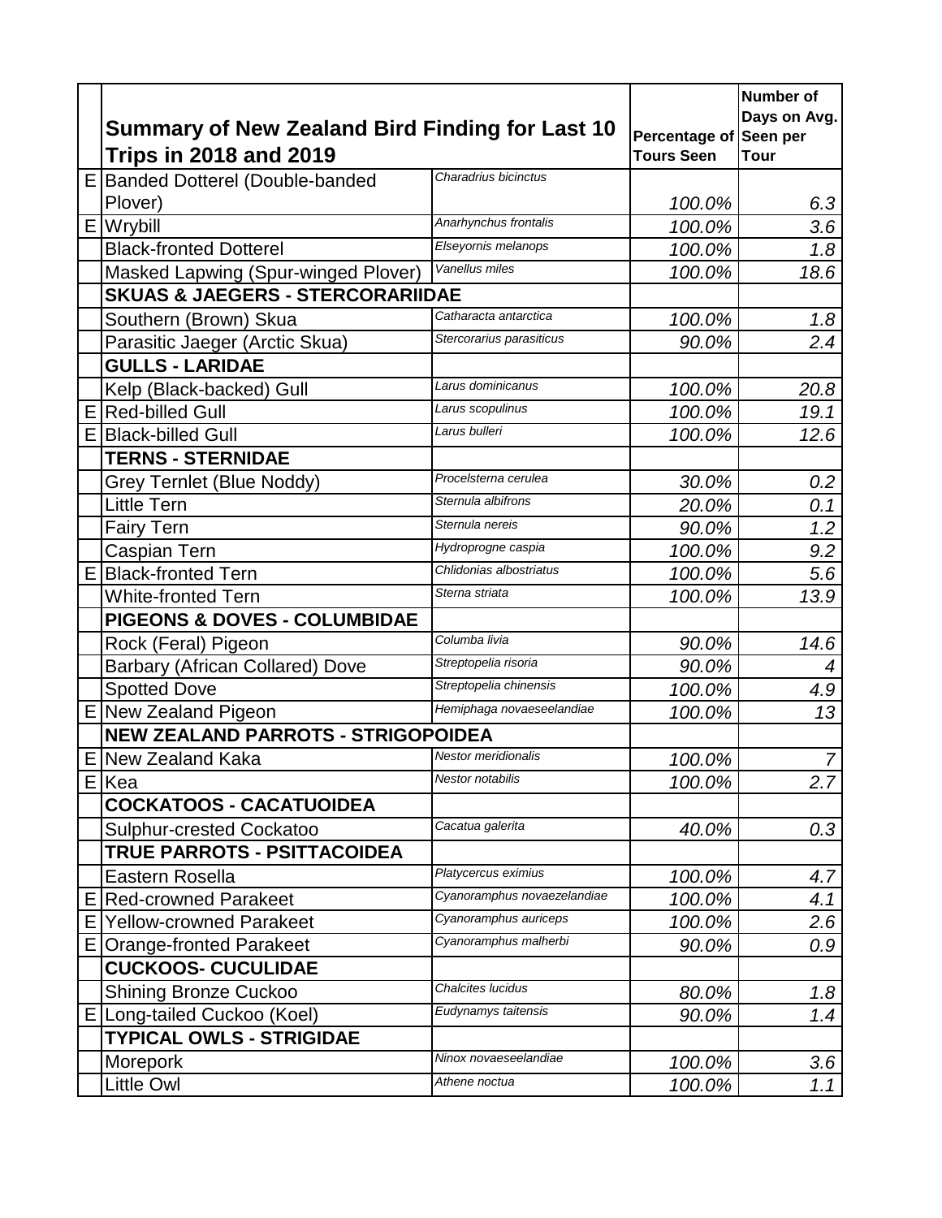| | Summary of New Zealand Bird Finding for Last 10 Trips in 2018 and 2019 | | Percentage of Tours Seen | Number of Days on Avg. Seen per Tour |
|---|---|---|---|---|
| E | Banded Dotterel (Double-banded Plover) | *Charadrius bicinctus* | *100.0%* | *6.3* |
| E | Wrybill | *Anarhynchus frontalis* | *100.0%* | *3.6* |
| | Black-fronted Dotterel | *Elseyornis melanops* | *100.0%* | *1.8* |
| | Masked Lapwing (Spur-winged Plover) | *Vanellus miles* | *100.0%* | *18.6* |
| | **SKUAS & JAEGERS - STERCORARIIDAE** | | | |
| | Southern (Brown) Skua | *Catharacta antarctica* | *100.0%* | *1.8* |
| | Parasitic Jaeger (Arctic Skua) | *Stercorarius parasiticus* | *90.0%* | *2.4* |
| | **GULLS - LARIDAE** | | | |
| | Kelp (Black-backed) Gull | *Larus dominicanus* | *100.0%* | *20.8* |
| E | Red-billed Gull | *Larus scopulinus* | *100.0%* | *19.1* |
| E | Black-billed Gull | *Larus bulleri* | *100.0%* | *12.6* |
| | **TERNS - STERNIDAE** | | | |
| | Grey Ternlet (Blue Noddy) | *Procelsterna cerulea* | *30.0%* | *0.2* |
| | Little Tern | *Sternula albifrons* | *20.0%* | *0.1* |
| | Fairy Tern | *Sternula nereis* | *90.0%* | *1.2* |
| | Caspian Tern | *Hydroprogne caspia* | *100.0%* | *9.2* |
| E | Black-fronted Tern | *Chlidonias albostriatus* | *100.0%* | *5.6* |
| | White-fronted Tern | *Sterna striata* | *100.0%* | *13.9* |
| | **PIGEONS & DOVES - COLUMBIDAE** | | | |
| | Rock (Feral) Pigeon | *Columba livia* | *90.0%* | *14.6* |
| | Barbary (African Collared) Dove | *Streptopelia risoria* | *90.0%* | *4* |
| | Spotted Dove | *Streptopelia chinensis* | *100.0%* | *4.9* |
| E | New Zealand Pigeon | *Hemiphaga novaeseelandiae* | *100.0%* | *13* |
| | **NEW ZEALAND PARROTS - STRIGOPOIDEA** | | | |
| E | New Zealand Kaka | *Nestor meridionalis* | *100.0%* | *7* |
| E | Kea | *Nestor notabilis* | *100.0%* | *2.7* |
| | **COCKATOOS - CACATUOIDEA** | | | |
| | Sulphur-crested Cockatoo | *Cacatua galerita* | *40.0%* | *0.3* |
| | **TRUE PARROTS - PSITTACOIDEA** | | | |
| | Eastern Rosella | *Platycercus eximius* | *100.0%* | *4.7* |
| E | Red-crowned Parakeet | *Cyanoramphus novaezelandiae* | *100.0%* | *4.1* |
| E | Yellow-crowned Parakeet | *Cyanoramphus auriceps* | *100.0%* | *2.6* |
| E | Orange-fronted Parakeet | *Cyanoramphus malherbi* | *90.0%* | *0.9* |
| | **CUCKOOS- CUCULIDAE** | | | |
| | Shining Bronze Cuckoo | *Chalcites lucidus* | *80.0%* | *1.8* |
| E | Long-tailed Cuckoo (Koel) | *Eudynamys taitensis* | *90.0%* | *1.4* |
| | **TYPICAL OWLS - STRIGIDAE** | | | |
| | Morepork | *Ninox novaeseelandiae* | *100.0%* | *3.6* |
| | Little Owl | *Athene noctua* | *100.0%* | *1.1* |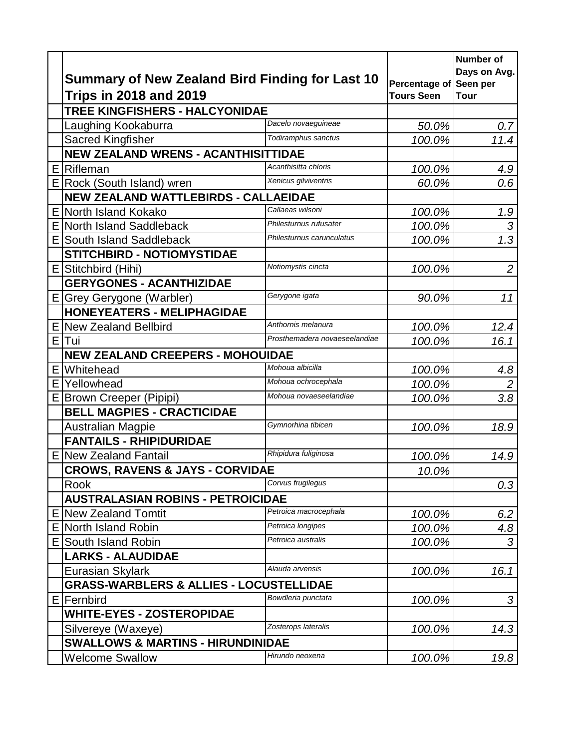| | Summary of New Zealand Bird Finding for Last 10 Trips in 2018 and 2019 | | Percentage of Tours Seen | Number of Days on Avg. Seen per Tour |
|---|---|---|---|---|
| | **TREE KINGFISHERS - HALCYONIDAE** | | | |
| | Laughing Kookaburra | *Dacelo novaeguineae* | *50.0%* | *0.7* |
| | Sacred Kingfisher | *Todiramphus sanctus* | *100.0%* | *11.4* |
| | **NEW ZEALAND WRENS - ACANTHISITTIDAE** | | | |
| E | Rifleman | *Acanthisitta chloris* | *100.0%* | *4.9* |
| E | Rock (South Island) wren | *Xenicus gilviventris* | *60.0%* | *0.6* |
| | **NEW ZEALAND WATTLEBIRDS - CALLAEIDAE** | | | |
| E | North Island Kokako | *Callaeas wilsoni* | *100.0%* | *1.9* |
| E | North Island Saddleback | *Philesturnus rufusater* | *100.0%* | *3* |
| E | South Island Saddleback | *Philesturnus carunculatus* | *100.0%* | *1.3* |
| | **STITCHBIRD - NOTIOMYSTIDAE** | | | |
| E | Stitchbird (Hihi) | *Notiomystis cincta* | *100.0%* | *2* |
| | **GERYGONES - ACANTHIZIDAE** | | | |
| E | Grey Gerygone (Warbler) | *Gerygone igata* | *90.0%* | *11* |
| | **HONEYEATERS - MELIPHAGIDAE** | | | |
| E | New Zealand Bellbird | *Anthornis melanura* | *100.0%* | *12.4* |
| E | Tui | *Prosthemadera novaeseelandiae* | *100.0%* | *16.1* |
| | **NEW ZEALAND CREEPERS - MOHOUIDAE** | | | |
| E | Whitehead | *Mohoua albicilla* | *100.0%* | *4.8* |
| E | Yellowhead | *Mohoua ochrocephala* | *100.0%* | *2* |
| E | Brown Creeper (Pipipi) | *Mohoua novaeseelandiae* | *100.0%* | *3.8* |
| | **BELL MAGPIES - CRACTICIDAE** | | | |
| | Australian Magpie | *Gymnorhina tibicen* | *100.0%* | *18.9* |
| | **FANTAILS - RHIPIDURIDAE** | | | |
| E | New Zealand Fantail | *Rhipidura fuliginosa* | *100.0%* | *14.9* |
| | **CROWS, RAVENS & JAYS - CORVIDAE** | | *10.0%* | |
| | Rook | *Corvus frugilegus* | | *0.3* |
| | **AUSTRALASIAN ROBINS - PETROICIDAE** | | | |
| E | New Zealand Tomtit | *Petroica macrocephala* | *100.0%* | *6.2* |
| E | North Island Robin | *Petroica longipes* | *100.0%* | *4.8* |
| E | South Island Robin | *Petroica australis* | *100.0%* | *3* |
| | **LARKS - ALAUDIDAE** | | | |
| | Eurasian Skylark | *Alauda arvensis* | *100.0%* | *16.1* |
| | **GRASS-WARBLERS & ALLIES - LOCUSTELLIDAE** | | | |
| E | Fernbird | *Bowdleria punctata* | *100.0%* | *3* |
| | **WHITE-EYES - ZOSTEROPIDAE** | | | |
| | Silvereye (Waxeye) | *Zosterops lateralis* | *100.0%* | *14.3* |
| | **SWALLOWS & MARTINS - HIRUNDINIDAE** | | | |
| | Welcome Swallow | *Hirundo neoxena* | *100.0%* | *19.8* |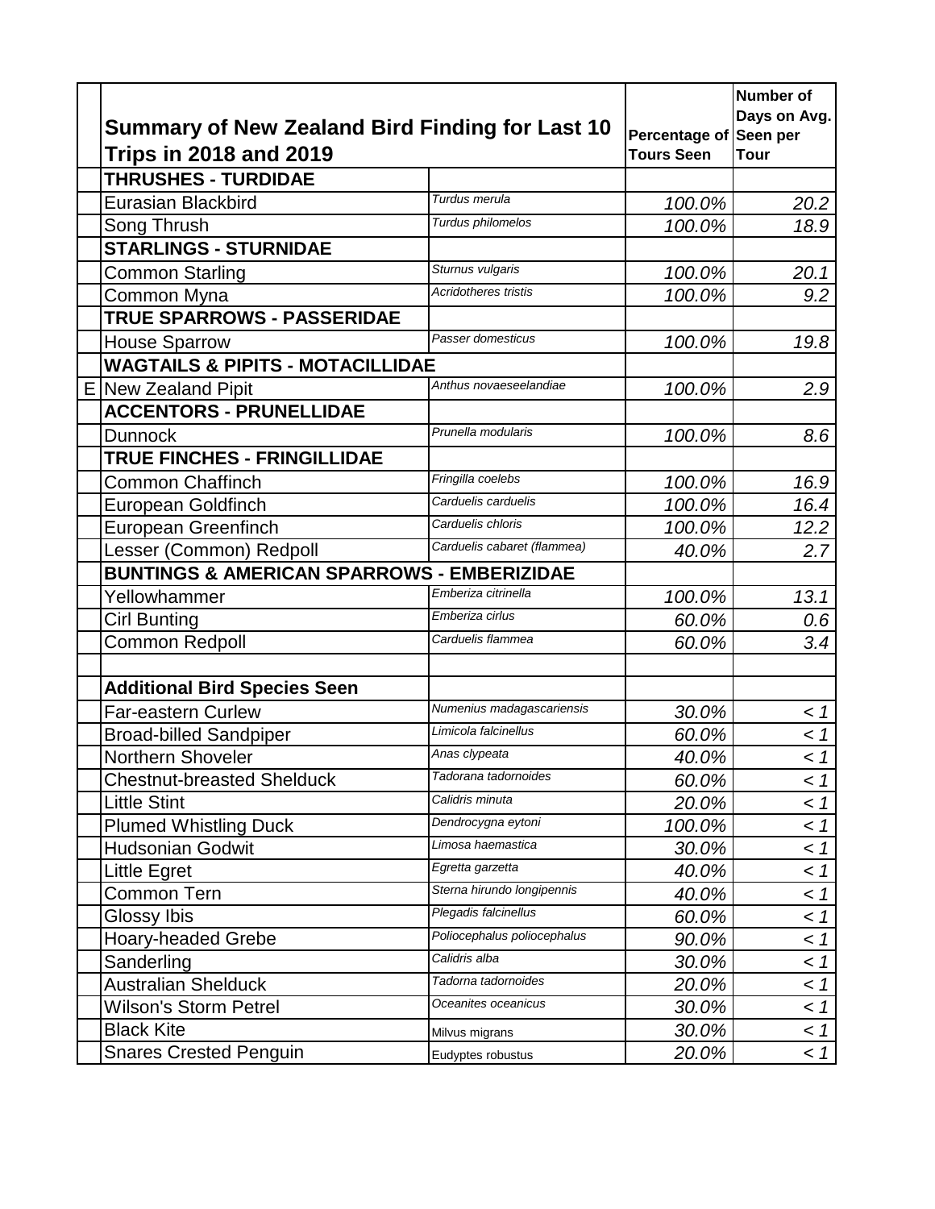| | Summary of New Zealand Bird Finding for Last 10 Trips in 2018 and 2019 | | Percentage of Tours Seen | Number of Days on Avg. Seen per Tour |
|---|---|---|---|---|
| | **THRUSHES - TURDIDAE** | | | |
| | Eurasian Blackbird | *Turdus merula* | *100.0%* | *20.2* |
| | Song Thrush | *Turdus philomelos* | *100.0%* | *18.9* |
| | **STARLINGS - STURNIDAE** | | | |
| | Common Starling | *Sturnus vulgaris* | *100.0%* | *20.1* |
| | Common Myna | *Acridotheres tristis* | *100.0%* | *9.2* |
| | **TRUE SPARROWS - PASSERIDAE** | | | |
| | House Sparrow | *Passer domesticus* | *100.0%* | *19.8* |
| | **WAGTAILS & PIPITS - MOTACILLIDAE** | | | |
| E | New Zealand Pipit | *Anthus novaeseelandiae* | *100.0%* | *2.9* |
| | **ACCENTORS - PRUNELLIDAE** | | | |
| | Dunnock | *Prunella modularis* | *100.0%* | *8.6* |
| | **TRUE FINCHES - FRINGILLIDAE** | | | |
| | Common Chaffinch | *Fringilla coelebs* | *100.0%* | *16.9* |
| | European Goldfinch | *Carduelis carduelis* | *100.0%* | *16.4* |
| | European Greenfinch | *Carduelis chloris* | *100.0%* | *12.2* |
| | Lesser (Common) Redpoll | *Carduelis cabaret (flammea)* | *40.0%* | *2.7* |
| | **BUNTINGS & AMERICAN SPARROWS - EMBERIZIDAE** | | | |
| | Yellowhammer | *Emberiza citrinella* | *100.0%* | *13.1* |
| | Cirl Bunting | *Emberiza cirlus* | *60.0%* | *0.6* |
| | Common Redpoll | *Carduelis flammea* | *60.0%* | *3.4* |
| | | | | |
| | **Additional Bird Species Seen** | | | |
| | Far-eastern Curlew | *Numenius madagascariensis* | *30.0%* | *< 1* |
| | Broad-billed Sandpiper | *Limicola falcinellus* | *60.0%* | *< 1* |
| | Northern Shoveler | *Anas clypeata* | *40.0%* | *< 1* |
| | Chestnut-breasted Shelduck | *Tadorana tadornoides* | *60.0%* | *< 1* |
| | Little Stint | *Calidris minuta* | *20.0%* | *< 1* |
| | Plumed Whistling Duck | *Dendrocygna eytoni* | *100.0%* | *< 1* |
| | Hudsonian Godwit | *Limosa haemastica* | *30.0%* | *< 1* |
| | Little Egret | *Egretta garzetta* | *40.0%* | *< 1* |
| | Common Tern | *Sterna hirundo longipennis* | *40.0%* | *< 1* |
| | Glossy Ibis | *Plegadis falcinellus* | *60.0%* | *< 1* |
| | Hoary-headed Grebe | *Poliocephalus poliocephalus* | *90.0%* | *< 1* |
| | Sanderling | *Calidris alba* | *30.0%* | *< 1* |
| | Australian Shelduck | *Tadorna tadornoides* | *20.0%* | *< 1* |
| | Wilson's Storm Petrel | *Oceanites oceanicus* | *30.0%* | *< 1* |
| | Black Kite | Milvus migrans | *30.0%* | *< 1* |
| | Snares Crested Penguin | Eudyptes robustus | *20.0%* | *< 1* |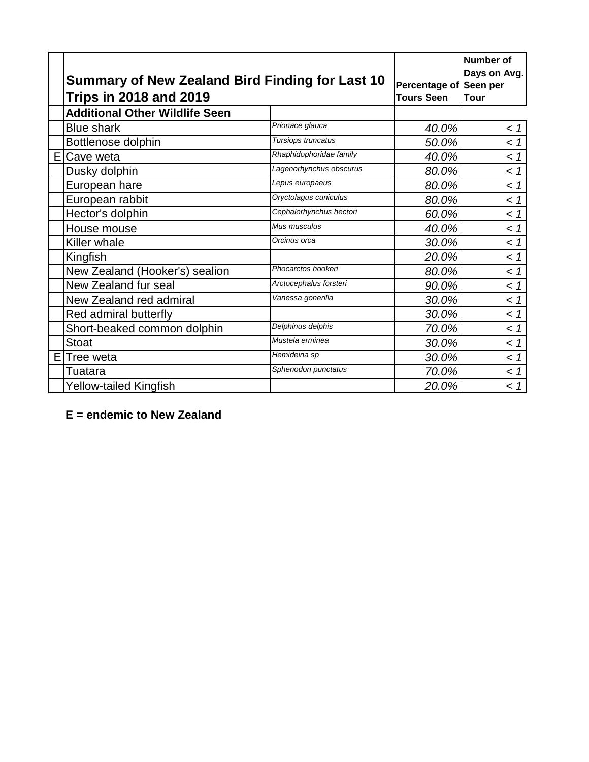| | Summary of New Zealand Bird Finding for Last 10 Trips in 2018 and 2019 | | Percentage of Tours Seen | Number of Days on Avg. Seen per Tour |
|---|---|---|---|---|
| | **Additional Other Wildlife Seen** | | | |
| | Blue shark | *Prionace glauca* | *40.0%* | *< 1* |
| | Bottlenose dolphin | *Tursiops truncatus* | *50.0%* | *< 1* |
| E | Cave weta | *Rhaphidophoridae family* | *40.0%* | *< 1* |
| | Dusky dolphin | *Lagenorhynchus obscurus* | *80.0%* | *< 1* |
| | European hare | *Lepus europaeus* | *80.0%* | *< 1* |
| | European rabbit | *Oryctolagus cuniculus* | *80.0%* | *< 1* |
| | Hector's dolphin | *Cephalorhynchus hectori* | *60.0%* | *< 1* |
| | House mouse | *Mus musculus* | *40.0%* | *< 1* |
| | Killer whale | *Orcinus orca* | *30.0%* | *< 1* |
| | Kingfish | | *20.0%* | *< 1* |
| | New Zealand (Hooker's) sealion | *Phocarctos hookeri* | *80.0%* | *< 1* |
| | New Zealand fur seal | *Arctocephalus forsteri* | *90.0%* | *< 1* |
| | New Zealand red admiral | *Vanessa gonerilla* | *30.0%* | *< 1* |
| | Red admiral butterfly | | *30.0%* | *< 1* |
| | Short-beaked common dolphin | *Delphinus delphis* | *70.0%* | *< 1* |
| | Stoat | *Mustela erminea* | *30.0%* | *< 1* |
| E | Tree weta | *Hemideina sp* | *30.0%* | *< 1* |
| | Tuatara | *Sphenodon punctatus* | *70.0%* | *< 1* |
| | Yellow-tailed Kingfish | | *20.0%* | *< 1* |

**E = endemic to New Zealand**